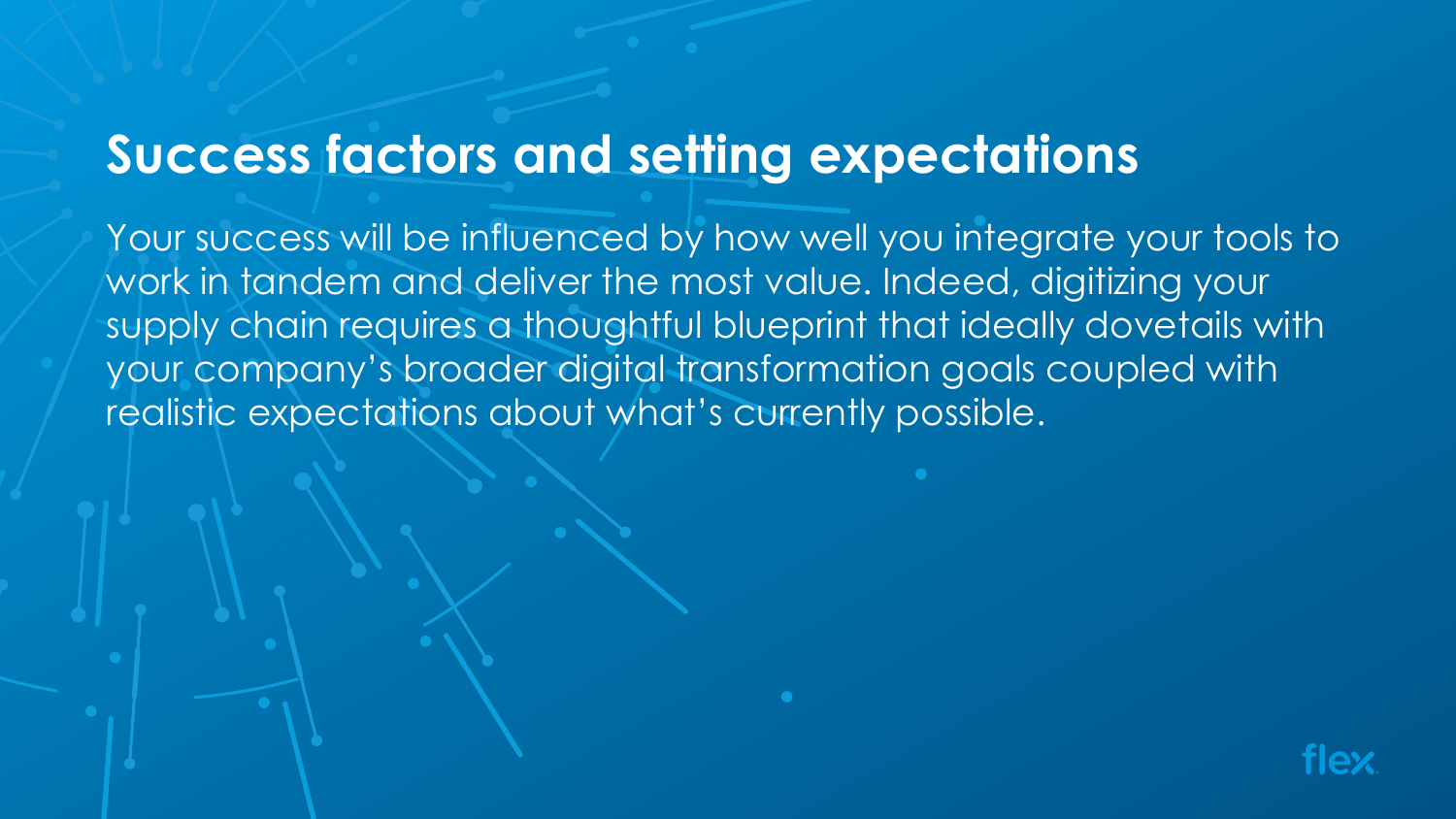# Success factors and setting expectations

Your success will be influenced by how well you integrate your tools to work in tandem and deliver the most value. Indeed, digitizing your supply chain requires a thoughtful blueprint that ideally dovetails with your company's broader digital transformation goals coupled with realistic expectations about what's currently possible.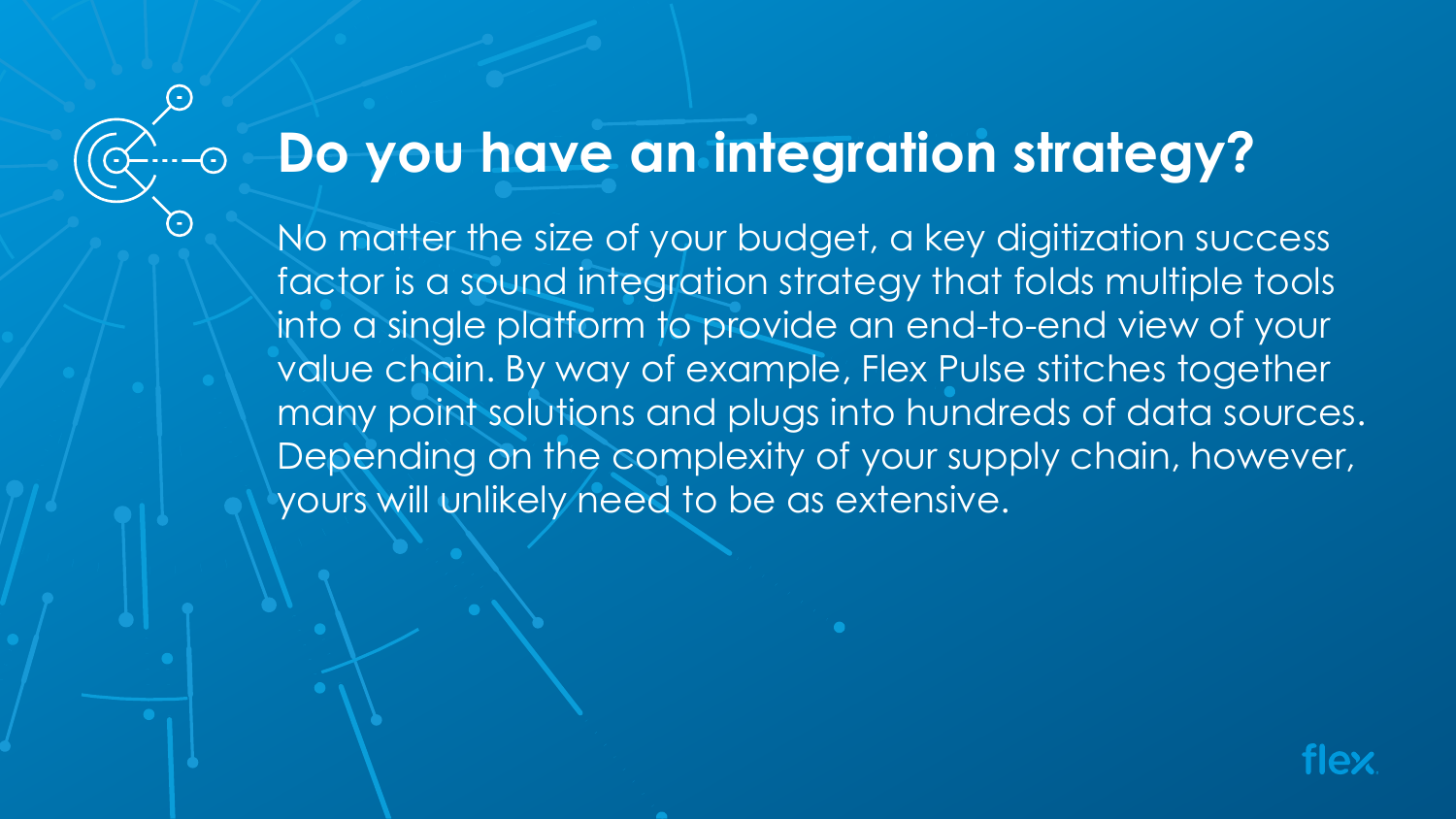# Do you have an integration strategy?

No matter the size of your budget, a key digitization success factor is a sound integration strategy that folds multiple tools into a single platform to provide an end-to-end view of your value chain. By way of example, Flex Pulse stitches together many point solutions and plugs into hundreds of data sources. Depending on the complexity of your supply chain, however, yours will unlikely need to be as extensive.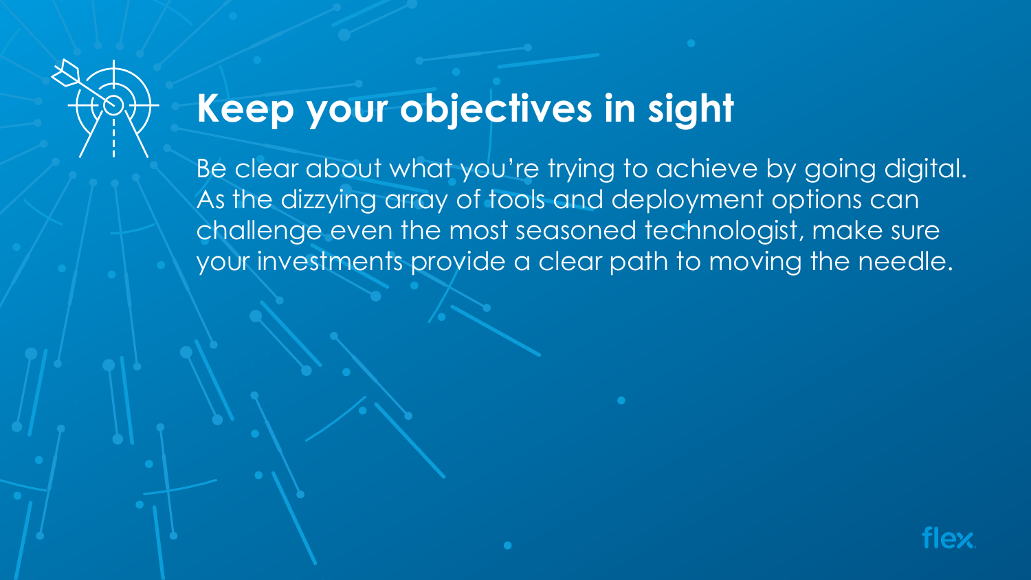# Keep your objectives in sight

Be clear about what you're trying to achieve by going digital. As the dizzying array of tools and deployment options can challenge even the most seasoned technologist, make sure your investments provide a clear path to moving the needle.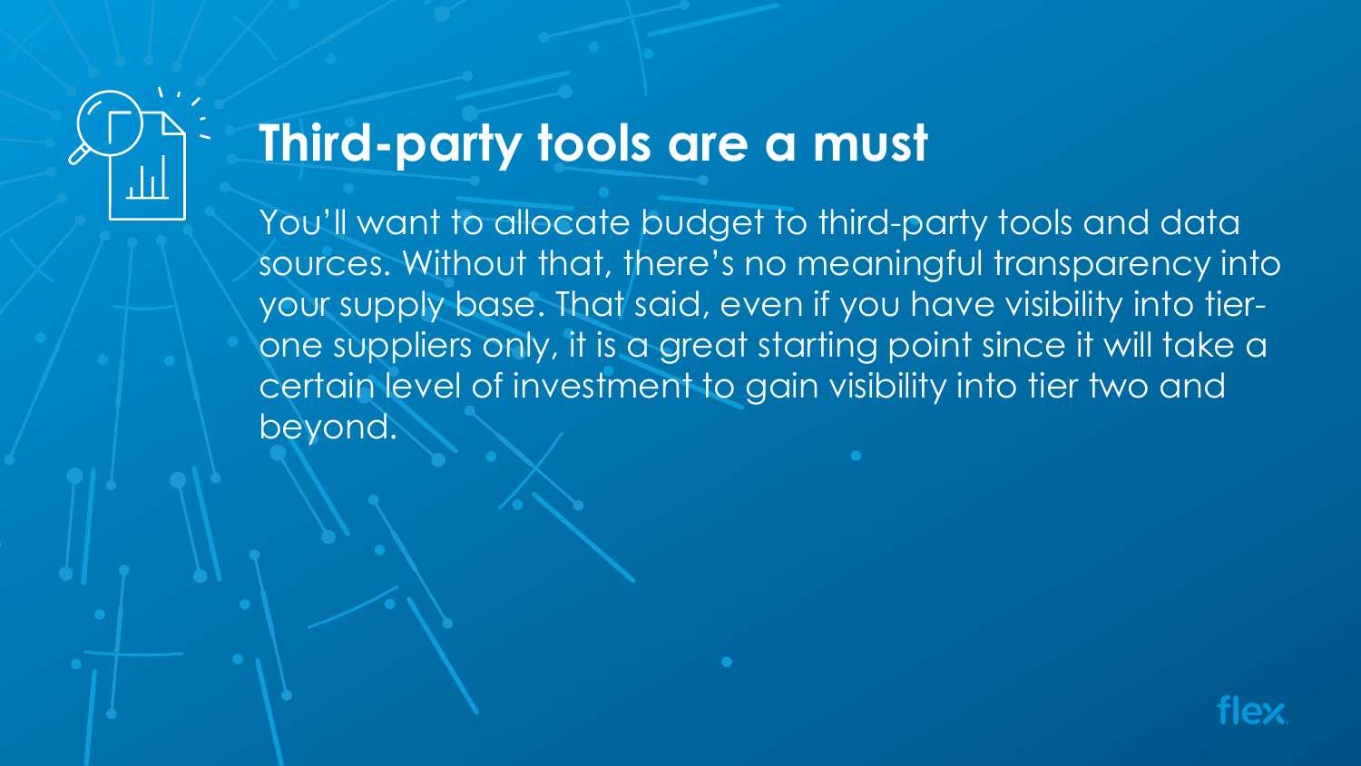# Third-party tools are a must

You'll want to allocate budget to third-party tools and data sources. Without that, there's no meaningful transparency into your supply base. That said, even if you have visibility into tier-one suppliers only, it is a great starting point since it will take a certain level of investment to gain visibility into tier two and beyond.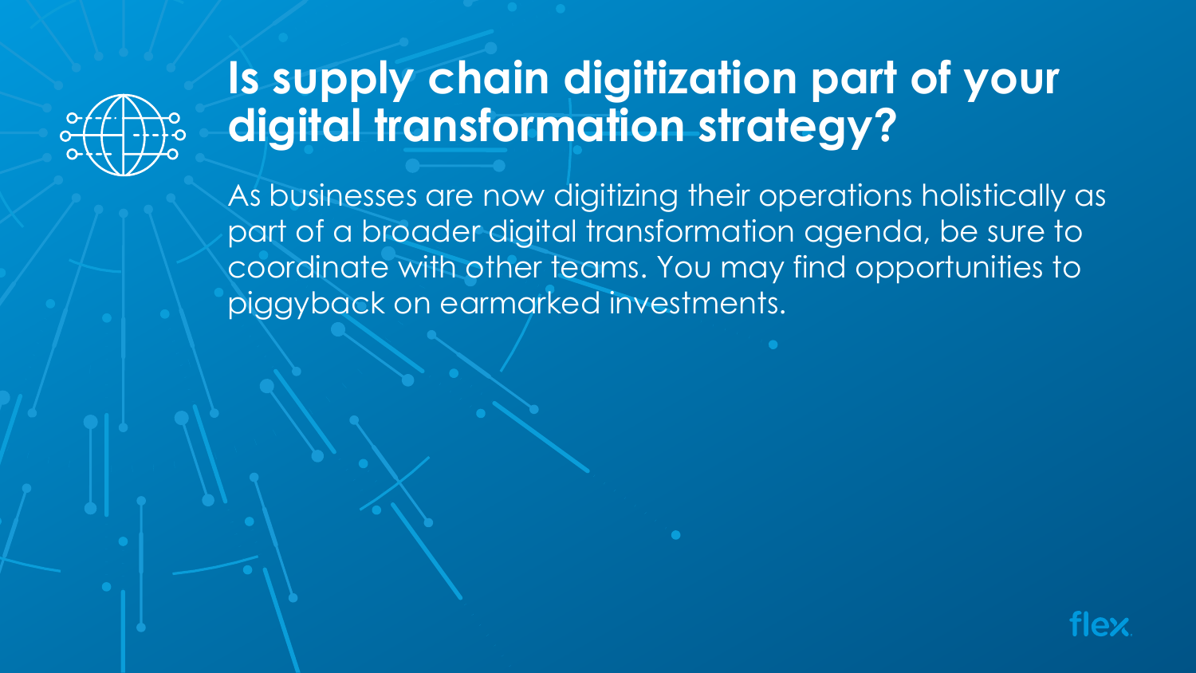# Is supply chain digitization part of your digital transformation strategy?

As businesses are now digitizing their operations holistically as part of a broader digital transformation agenda, be sure to coordinate with other teams. You may find opportunities to piggyback on earmarked investments.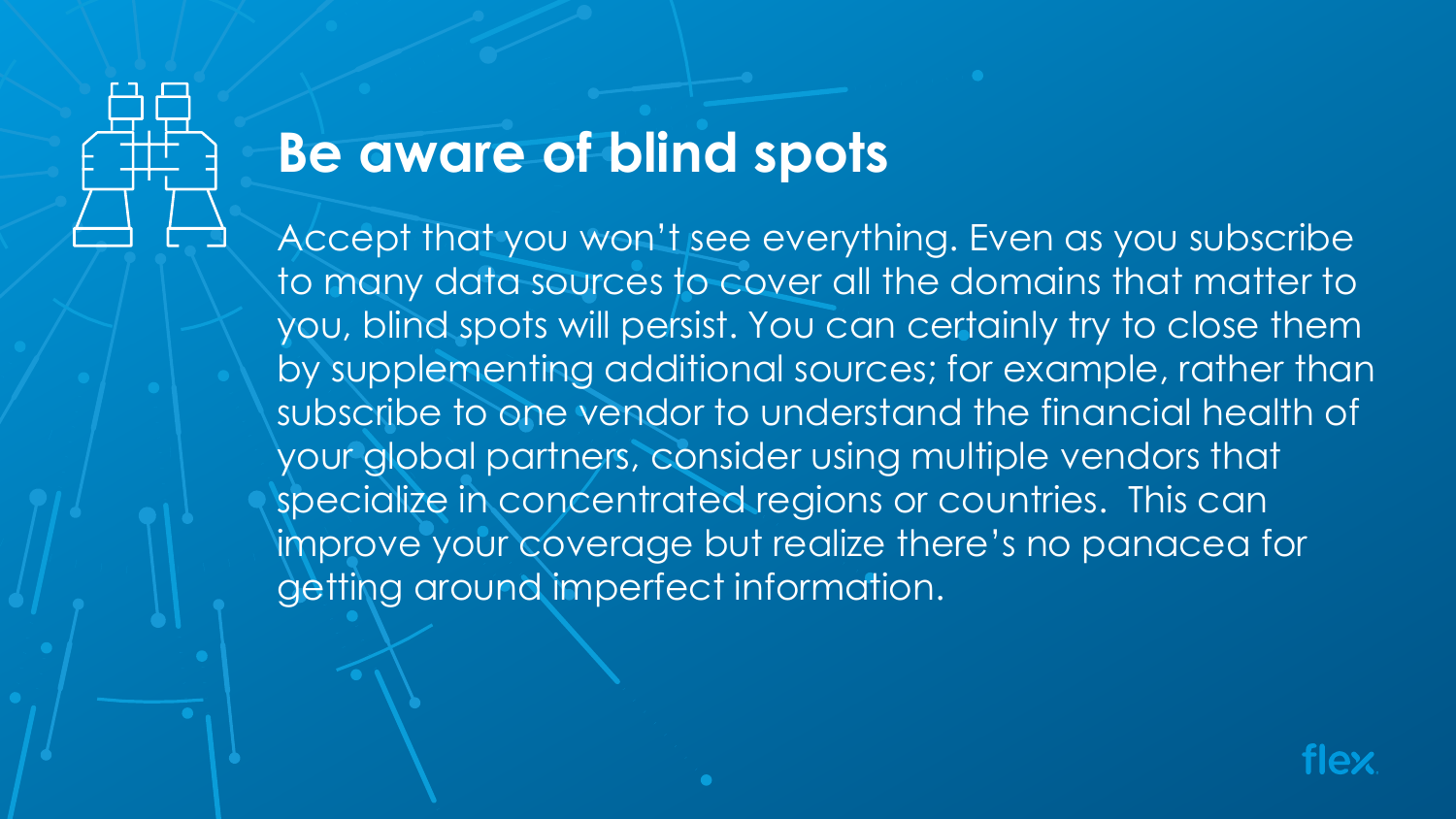## Be aware of blind spots

Accept that you won’t see everything. Even as you subscribe to many data sources to cover all the domains that matter to you, blind spots will persist. You can certainly try to close them by supplementing additional sources; for example, rather than subscribe to one vendor to understand the financial health of your global partners, consider using multiple vendors that specialize in concentrated regions or countries.  This can improve your coverage but realize there’s no panacea for getting around imperfect information.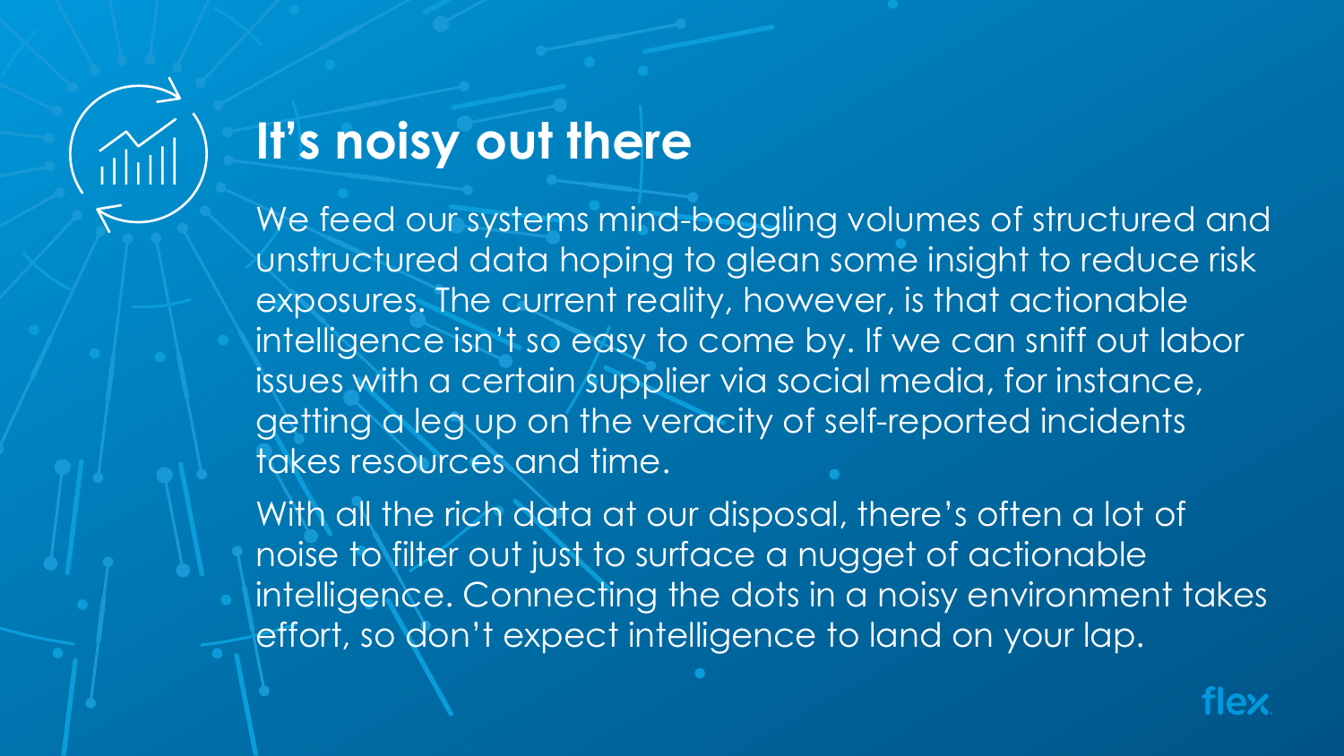# It's noisy out there

We feed our systems mind-boggling volumes of structured and unstructured data hoping to glean some insight to reduce risk exposures. The current reality, however, is that actionable intelligence isn't so easy to come by. If we can sniff out labor issues with a certain supplier via social media, for instance, getting a leg up on the veracity of self-reported incidents takes resources and time.

With all the rich data at our disposal, there's often a lot of noise to filter out just to surface a nugget of actionable intelligence. Connecting the dots in a noisy environment takes effort, so don't expect intelligence to land on your lap.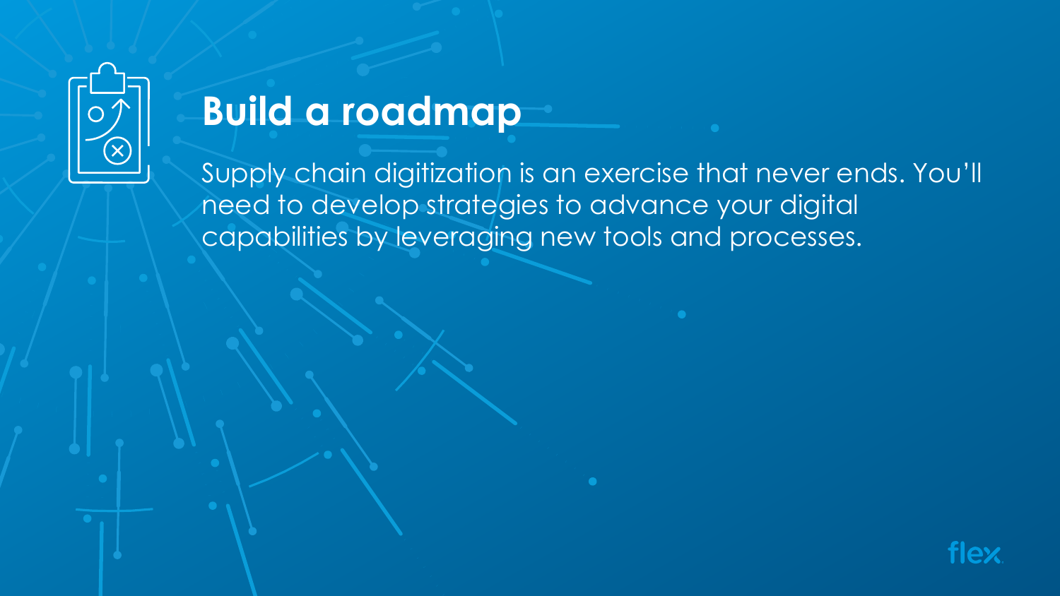# Build a roadmap

Supply chain digitization is an exercise that never ends. You'll need to develop strategies to advance your digital capabilities by leveraging new tools and processes.